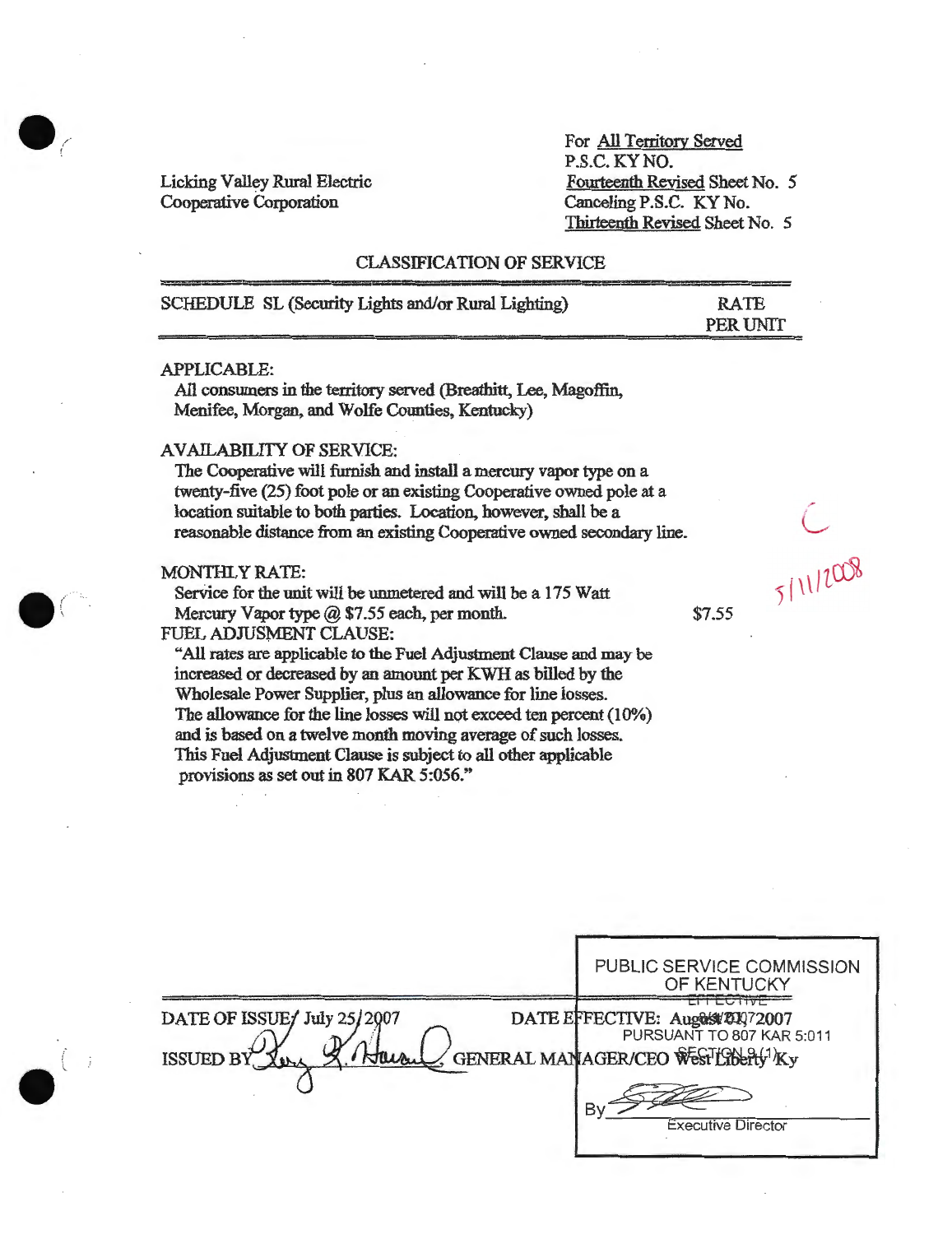Licking Valley Rural Electric Cooperative Corporation

For All Territory Served
P.S.C. KY NO.
Fourteenth Revised Sheet No. 5
Canceling P.S.C. KY No.
Thirteenth Revised Sheet No. 5

## CLASSIFICATION OF SERVICE

| SCHEDULE SL (Security Lights and/or Rural Lighting) | RATE PER UNIT |
|---|---|

**APPLICABLE:**

All consumers in the territory served (Breathitt, Lee, Magoffin, Menifee, Morgan, and Wolfe Counties, Kentucky)

**AVAILABILITY OF SERVICE:**

The Cooperative will furnish and install a mercury vapor type on a twenty-five (25) foot pole or an existing Cooperative owned pole at a location suitable to both parties. Location, however, shall be a reasonable distance from an existing Cooperative owned secondary line.

C
5/11/2008

**MONTHLY RATE:**

Service for the unit will be unmetered and will be a 175 Watt Mercury Vapor type @ $7.55 each, per month. $7.55

**FUEL ADJUSMENT CLAUSE:**

"All rates are applicable to the Fuel Adjustment Clause and may be increased or decreased by an amount per KWH as billed by the Wholesale Power Supplier, plus an allowance for line losses. The allowance for the line losses will not exceed ten percent (10%) and is based on a twelve month moving average of such losses. This Fuel Adjustment Clause is subject to all other applicable provisions as set out in 807 KAR 5:056."

DATE OF ISSUE: July 25, 2007 DATE EFFECTIVE: August 2007

ISSUED BY [signature], GENERAL MANAGER/CEO West Liberty, Ky

PUBLIC SERVICE COMMISSION OF KENTUCKY
EFFECTIVE
8/1/2007
PURSUANT TO 807 KAR 5:011
SECTION 9 (1)
By [signature]
Executive Director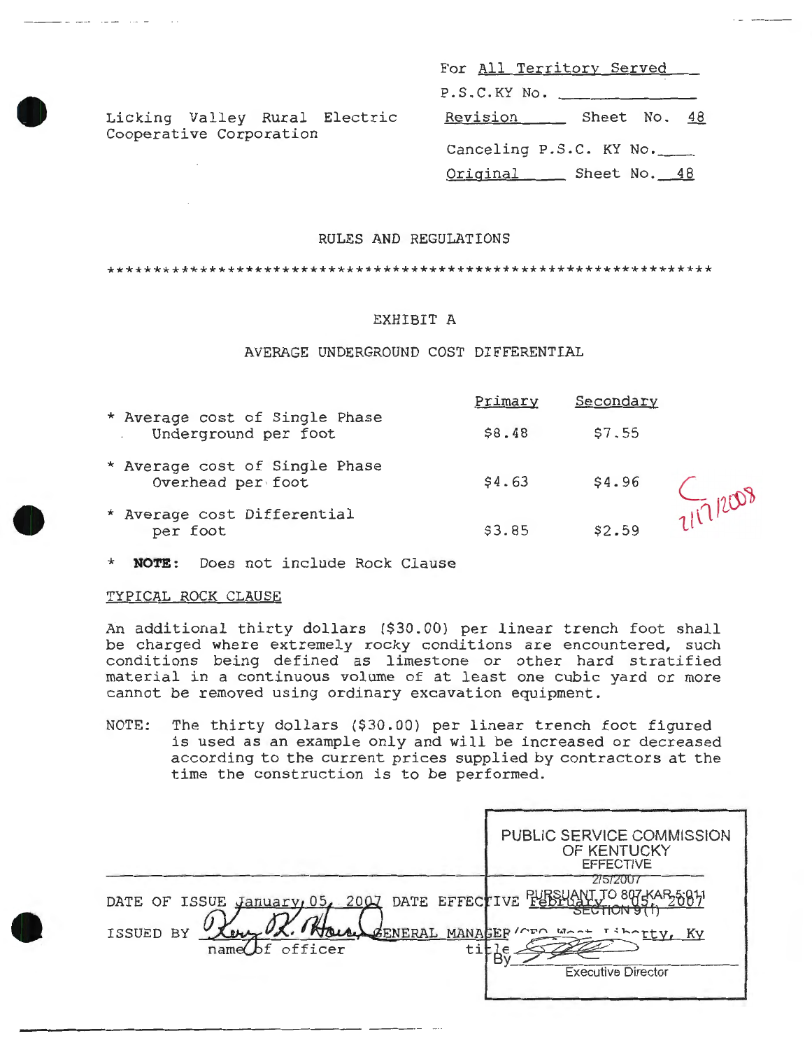Licking Valley Rural Electric Cooperative Corporation

For All Territory Served

P.S.C.KY No. ____________

Revision ______ Sheet No. 48

Canceling P.S.C. KY No.____

Original ______ Sheet No. 48

RULES AND REGULATIONS

*****************************************************************

EXHIBIT A

AVERAGE UNDERGROUND COST DIFFERENTIAL

| | Primary | Secondary |
|---|---|---|
| * Average cost of Single Phase Underground per foot | $8.48 | $7.55 |
| * Average cost of Single Phase Overhead per foot | $4.63 | $4.96 |
| * Average cost Differential per foot | $3.85 | $2.59 |

C 2/17/2008

* **NOTE:** Does not include Rock Clause

TYPICAL ROCK CLAUSE

An additional thirty dollars ($30.00) per linear trench foot shall be charged where extremely rocky conditions are encountered, such conditions being defined as limestone or other hard stratified material in a continuous volume of at least one cubic yard or more cannot be removed using ordinary excavation equipment.

NOTE: The thirty dollars ($30.00) per linear trench foot figured is used as an example only and will be increased or decreased according to the current prices supplied by contractors at the time the construction is to be performed.

PUBLIC SERVICE COMMISSION OF KENTUCKY EFFECTIVE 2/5/2007 PURSUANT TO 807 KAR 5:011 SECTION 9(1)

By Executive Director

DATE OF ISSUE January 05, 2007 DATE EFFECTIVE February 05, 2007

ISSUED BY [signature] GENERAL MANAGER/CEO West Liberty, Ky

name of officer title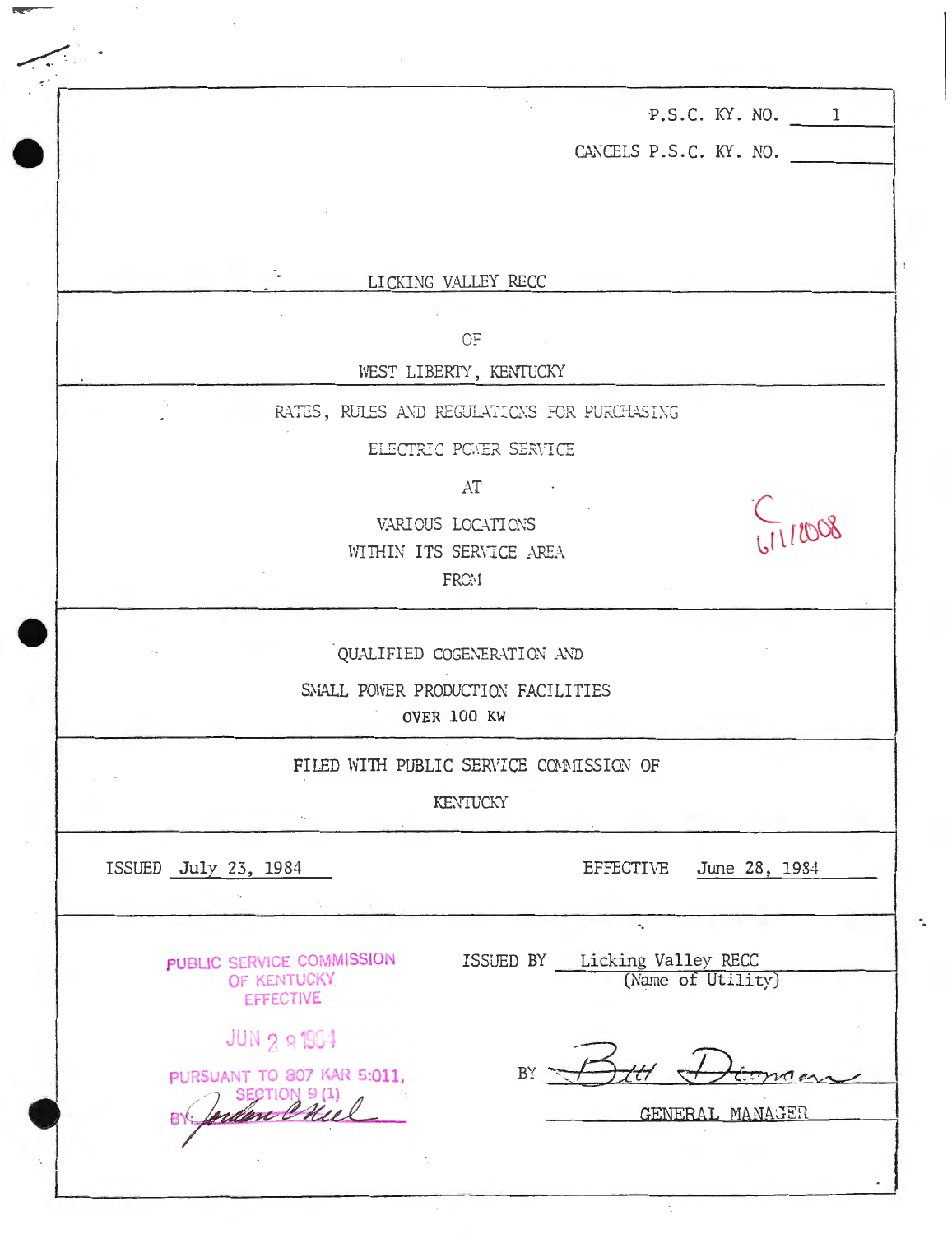P.S.C. KY. NO. 1

CANCELS P.S.C. KY. NO. ______

LICKING VALLEY RECC

OF

WEST LIBERTY, KENTUCKY

RATES, RULES AND REGULATIONS FOR PURCHASING

ELECTRIC POWER SERVICE

AT

VARIOUS LOCATIONS

WITHIN ITS SERVICE AREA

FROM

C 6/1/2008

QUALIFIED COGENERATION AND

SMALL POWER PRODUCTION FACILITIES

**OVER 100 KW**

FILED WITH PUBLIC SERVICE COMMISSION OF

KENTUCKY

ISSUED July 23, 1984 EFFECTIVE June 28, 1984

PUBLIC SERVICE COMMISSION
OF KENTUCKY
EFFECTIVE

JUN 28 1984

PURSUANT TO 807 KAR 5:011,
SECTION 9 (1)
BY: Jordan C Neel

ISSUED BY Licking Valley RECC
(Name of Utility)

BY Bill Duncan

GENERAL MANAGER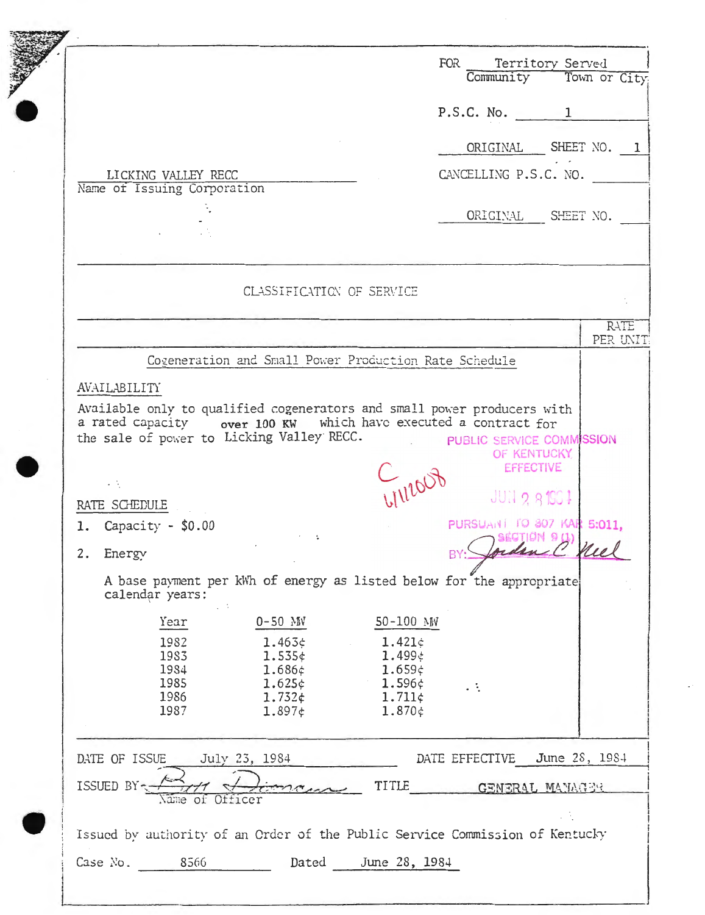FOR Territory Served
Community Town or City

P.S.C. No. 1

ORIGINAL SHEET NO. 1

LICKING VALLEY RECC
Name of Issuing Corporation

CANCELLING P.S.C. NO.

ORIGINAL SHEET NO.

CLASSIFICATION OF SERVICE

RATE PER UNIT

Cogeneration and Small Power Production Rate Schedule

AVAILABILITY

Available only to qualified cogenerators and small power producers with a rated capacity **over 100 KW** which have executed a contract for the sale of power to Licking Valley RECC.

PUBLIC SERVICE COMMISSION
OF KENTUCKY
EFFECTIVE
JUN 28 1984
PURSUANT TO 807 KAR 5:011,
SECTION 9 (1)
BY: Jordan C Neel

C 6/11/2008

RATE SCHEDULE

1. Capacity - $0.00

2. Energy

A base payment per kWh of energy as listed below for the appropriate calendar years:

| Year | 0-50 MW | 50-100 MW |
|---|---|---|
| 1982 | 1.463¢ | 1.421¢ |
| 1983 | 1.535¢ | 1.499¢ |
| 1984 | 1.686¢ | 1.659¢ |
| 1985 | 1.625¢ | 1.596¢ |
| 1986 | 1.732¢ | 1.711¢ |
| 1987 | 1.897¢ | 1.870¢ |

DATE OF ISSUE July 23, 1984 DATE EFFECTIVE June 28, 1984

ISSUED BY (signature) TITLE GENERAL MANAGER
Name of Officer

Issued by authority of an Order of the Public Service Commission of Kentucky

Case No. 8566 Dated June 28, 1984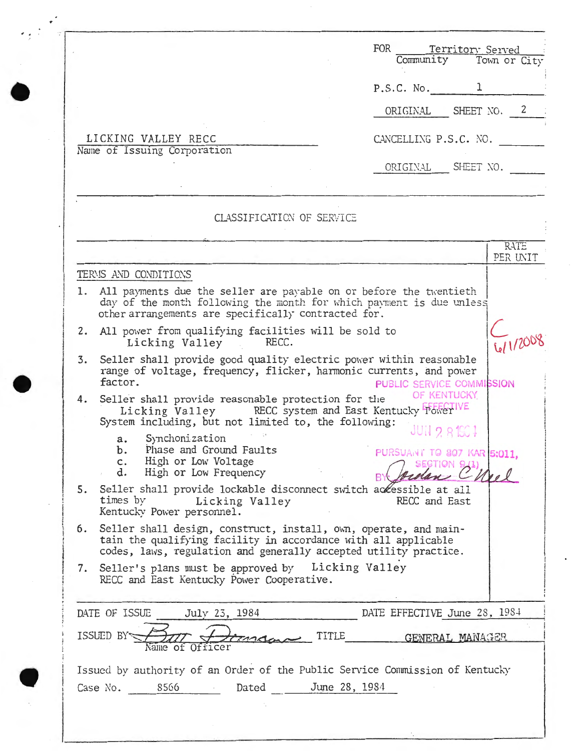FOR Territory Served
Community Town or City

P.S.C. No. 1

ORIGINAL SHEET NO. 2

LICKING VALLEY RECC
Name of Issuing Corporation

CANCELLING P.S.C. NO.

ORIGINAL SHEET NO.

CLASSIFICATION OF SERVICE

| | RATE PER UNIT |
|---|---|

TERMS AND CONDITIONS

1. All payments due the seller are payable on or before the twentieth day of the month following the month for which payment is due unless other arrangements are specifically contracted for.
2. All power from qualifying facilities will be sold to Licking Valley RECC.
3. Seller shall provide good quality electric power within reasonable range of voltage, frequency, flicker, harmonic currents, and power factor.
4. Seller shall provide reasonable protection for the Licking Valley RECC system and East Kentucky Power System including, but not limited to, the following:
   a. Synchonization
   b. Phase and Ground Faults
   c. High or Low Voltage
   d. High or Low Frequency
5. Seller shall provide lockable disconnect switch accessible at all times by Licking Valley RECC and East Kentucky Power personnel.
6. Seller shall design, construct, install, own, operate, and maintain the qualifying facility in accordance with all applicable codes, laws, regulation and generally accepted utility practice.
7. Seller's plans must be approved by Licking Valley RECC and East Kentucky Power Cooperative.

C 6/1/2008

PUBLIC SERVICE COMMISSION OF KENTUCKY EFFECTIVE JUN 28 1984 PURSUANT TO 807 KAR 5:011, SECTION 9(1) BY Jordan C Neel

DATE OF ISSUE July 23, 1984 DATE EFFECTIVE June 28, 1984

ISSUED BY Burr Dorman TITLE GENERAL MANAGER
Name of Officer

Issued by authority of an Order of the Public Service Commission of Kentucky

Case No. 8566 Dated June 28, 1984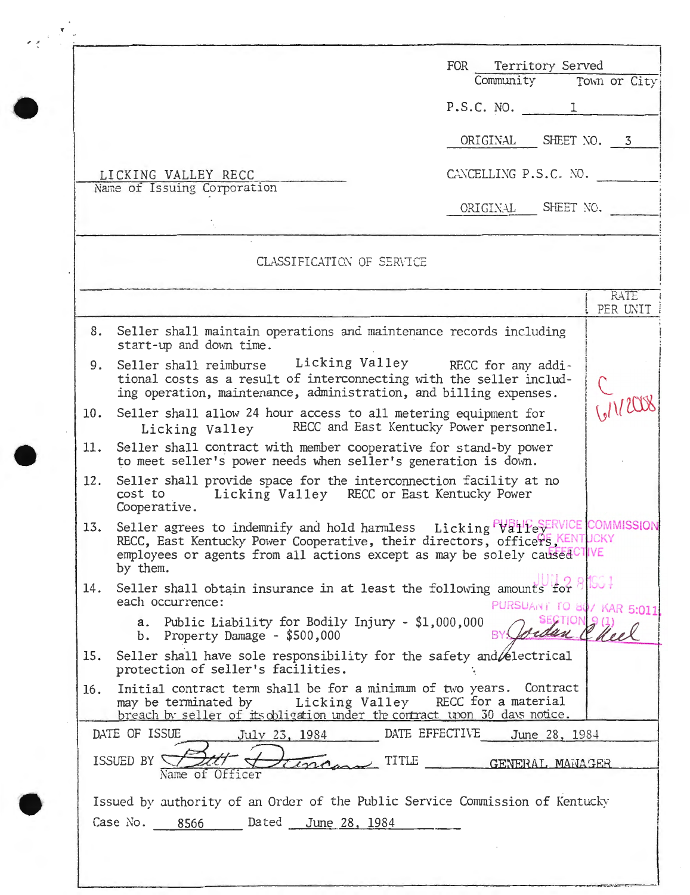FOR Territory Served
Community Town or City

P.S.C. NO. 1

ORIGINAL SHEET NO. 3

LICKING VALLEY RECC
Name of Issuing Corporation

CANCELLING P.S.C. NO.

ORIGINAL SHEET NO.

## CLASSIFICATION OF SERVICE

RATE PER UNIT

8. Seller shall maintain operations and maintenance records including start-up and down time.
9. Seller shall reimburse Licking Valley RECC for any additional costs as a result of interconnecting with the seller including operation, maintenance, administration, and billing expenses.
10. Seller shall allow 24 hour access to all metering equipment for Licking Valley RECC and East Kentucky Power personnel.
11. Seller shall contract with member cooperative for stand-by power to meet seller's power needs when seller's generation is down.
12. Seller shall provide space for the interconnection facility at no cost to Licking Valley RECC or East Kentucky Power Cooperative.
13. Seller agrees to indemnify and hold harmless Licking Valley RECC, East Kentucky Power Cooperative, their directors, officers, employees or agents from all actions except as may be solely caused by them.
14. Seller shall obtain insurance in at least the following amounts for each occurrence:
    a. Public Liability for Bodily Injury - $1,000,000
    b. Property Damage - $500,000
15. Seller shall have sole responsibility for the safety and electrical protection of seller's facilities.
16. Initial contract term shall be for a minimum of two years. Contract may be terminated by Licking Valley RECC for a material breach by seller of its obligation under the contract upon 30 days notice.

C
6/1/2008

PUBLIC SERVICE COMMISSION OF KENTUCKY EFFECTIVE
JUN 2 8 1984
PURSUANT TO 807 KAR 5:011, SECTION 9 (1)
BY: Jordan C. Neel

DATE OF ISSUE July 23, 1984 DATE EFFECTIVE June 28, 1984

ISSUED BY Bett Duncan TITLE GENERAL MANAGER
Name of Officer

Issued by authority of an Order of the Public Service Commission of Kentucky

Case No. 8566 Dated June 28, 1984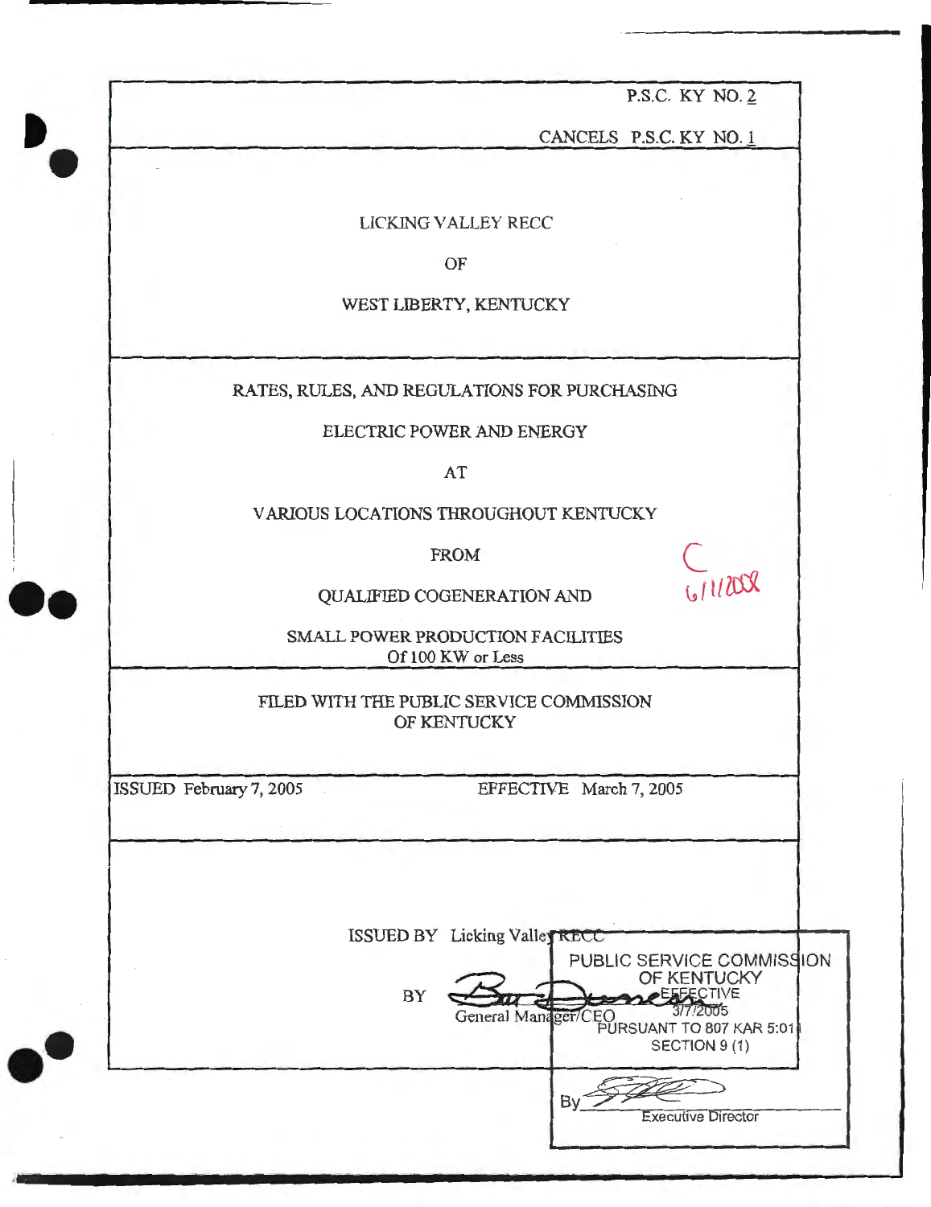P.S.C. KY NO. 2

CANCELS P.S.C. KY NO. 1

LICKING VALLEY RECC

OF

WEST LIBERTY, KENTUCKY

RATES, RULES, AND REGULATIONS FOR PURCHASING

ELECTRIC POWER AND ENERGY

AT

VARIOUS LOCATIONS THROUGHOUT KENTUCKY

FROM

QUALIFIED COGENERATION AND

SMALL POWER PRODUCTION FACILITIES
Of 100 KW or Less

C
6/11/2008

FILED WITH THE PUBLIC SERVICE COMMISSION
OF KENTUCKY

ISSUED February 7, 2005 EFFECTIVE March 7, 2005

ISSUED BY Licking Valley RECC

BY

General Manager/CEO

PUBLIC SERVICE COMMISSION
OF KENTUCKY
EFFECTIVE
3/7/2005
PURSUANT TO 807 KAR 5:011
SECTION 9 (1)

By
Executive Director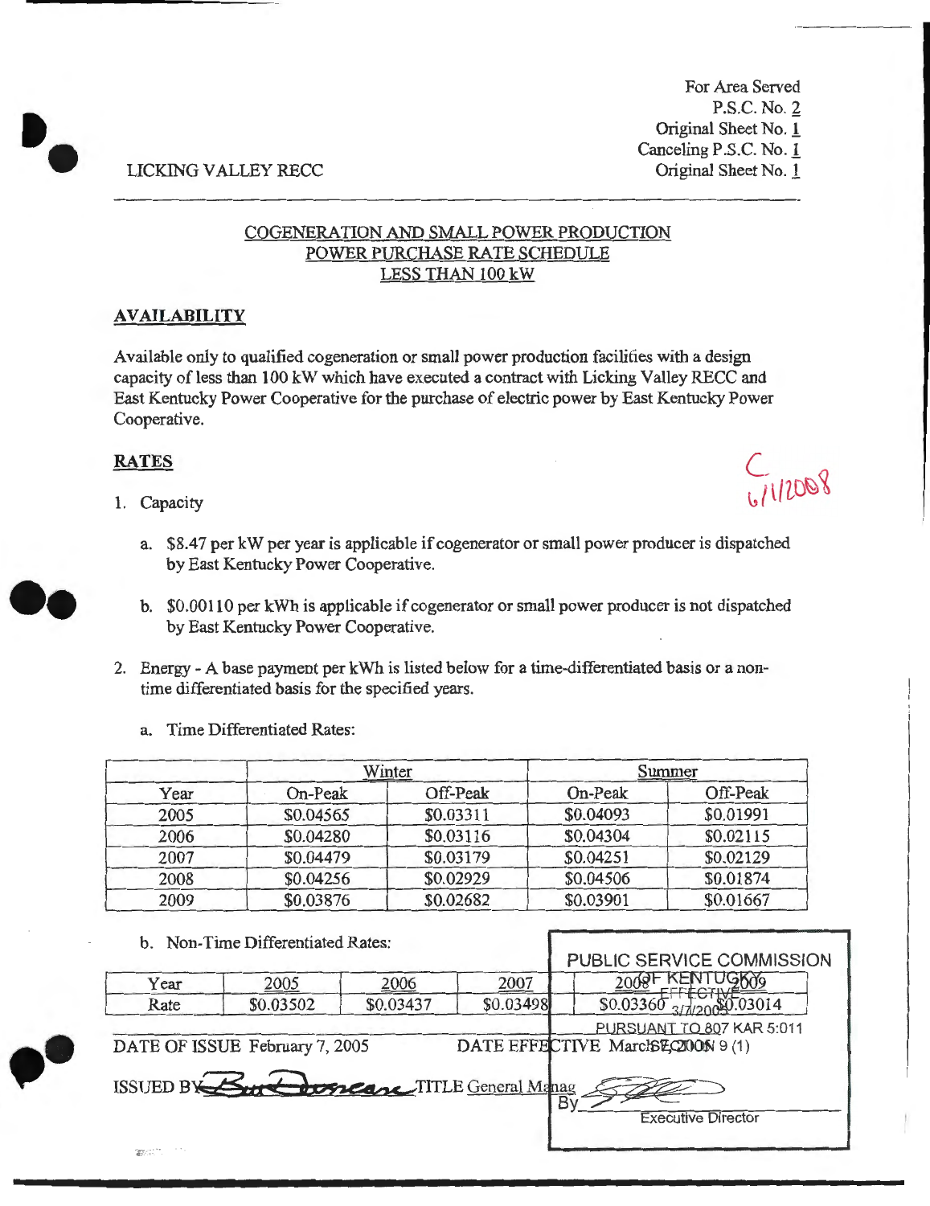LICKING VALLEY RECC

For Area Served
P.S.C. No. 2
Original Sheet No. 1
Canceling P.S.C. No. 1
Original Sheet No. 1

## COGENERATION AND SMALL POWER PRODUCTION POWER PURCHASE RATE SCHEDULE LESS THAN 100 kW

### AVAILABILITY

Available only to qualified cogeneration or small power production facilities with a design capacity of less than 100 kW which have executed a contract with Licking Valley RECC and East Kentucky Power Cooperative for the purchase of electric power by East Kentucky Power Cooperative.

### RATES

C
6/1/2008

1. Capacity

   a. $8.47 per kW per year is applicable if cogenerator or small power producer is dispatched by East Kentucky Power Cooperative.

   b. $0.00110 per kWh is applicable if cogenerator or small power producer is not dispatched by East Kentucky Power Cooperative.

2. Energy - A base payment per kWh is listed below for a time-differentiated basis or a non-time differentiated basis for the specified years.

   a. Time Differentiated Rates:

| | Winter | | Summer | |
|---|---|---|---|---|
| Year | On-Peak | Off-Peak | On-Peak | Off-Peak |
| 2005 | $0.04565 | $0.03311 | $0.04093 | $0.01991 |
| 2006 | $0.04280 | $0.03116 | $0.04304 | $0.02115 |
| 2007 | $0.04479 | $0.03179 | $0.04251 | $0.02129 |
| 2008 | $0.04256 | $0.02929 | $0.04506 | $0.01874 |
| 2009 | $0.03876 | $0.02682 | $0.03901 | $0.01667 |

   b. Non-Time Differentiated Rates:

| Year | 2005 | 2006 | 2007 | 2008 | 2009 |
|---|---|---|---|---|---|
| Rate | $0.03502 | $0.03437 | $0.03498 | $0.03360 | $0.03014 |

DATE OF ISSUE February 7, 2005 DATE EFFECTIVE March 7, 2005

ISSUED BY [signature] TITLE General Manager

PUBLIC SERVICE COMMISSION OF KENTUCKY
EFFECTIVE
3/7/2005
PURSUANT TO 807 KAR 5:011
SECTION 9 (1)
By [signature]
Executive Director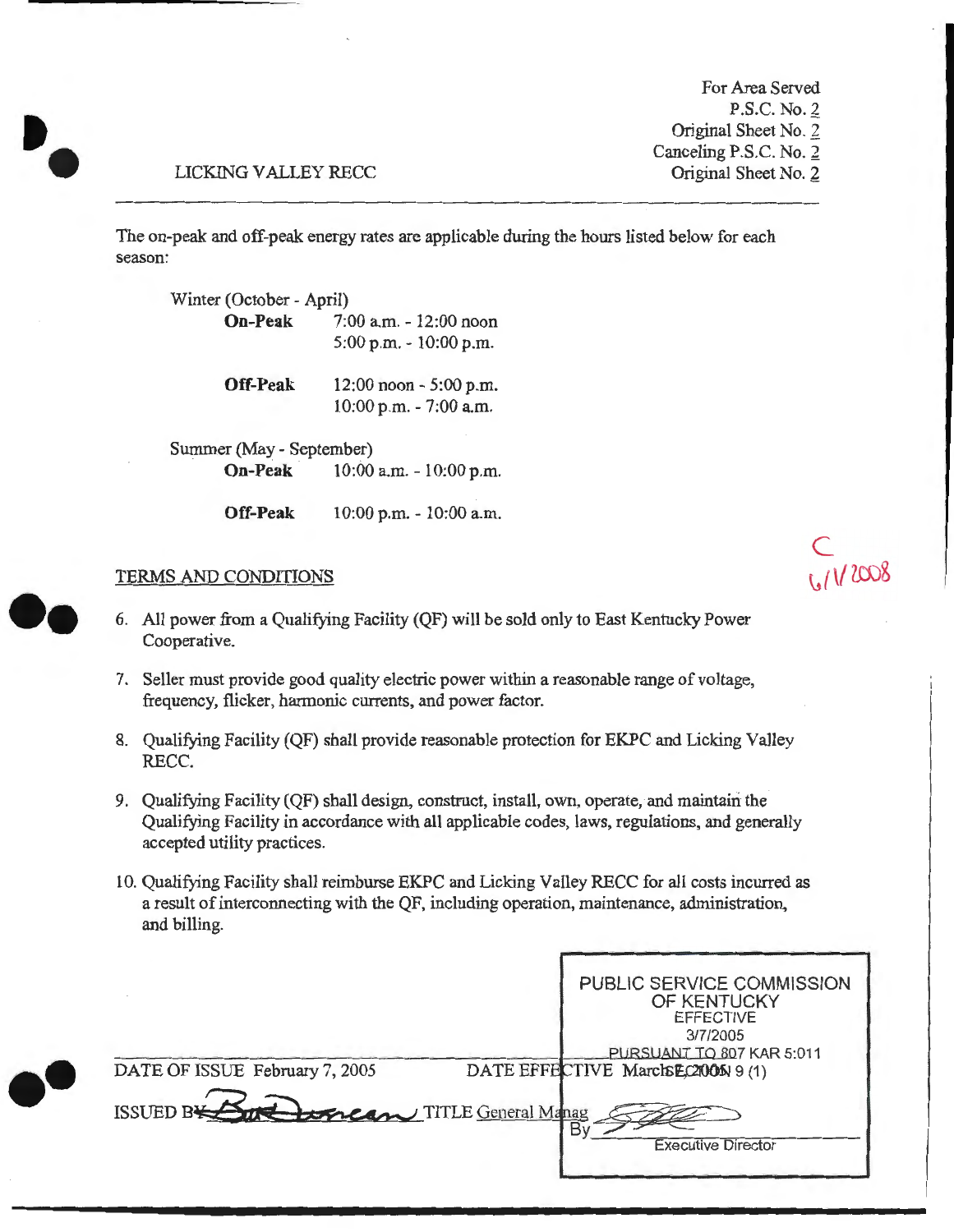For Area Served
P.S.C. No. 2
Original Sheet No. 2
Canceling P.S.C. No. 2
Original Sheet No. 2

LICKING VALLEY RECC

---

The on-peak and off-peak energy rates are applicable during the hours listed below for each season:

Winter (October - April)

| | |
|---|---|
| **On-Peak** | 7:00 a.m. - 12:00 noon |
| | 5:00 p.m. - 10:00 p.m. |
| **Off-Peak** | 12:00 noon - 5:00 p.m. |
| | 10:00 p.m. - 7:00 a.m. |

Summer (May - September)

| | |
|---|---|
| **On-Peak** | 10:00 a.m. - 10:00 p.m. |
| **Off-Peak** | 10:00 p.m. - 10:00 a.m. |

C
6/1/2008

TERMS AND CONDITIONS

6. All power from a Qualifying Facility (QF) will be sold only to East Kentucky Power Cooperative.
7. Seller must provide good quality electric power within a reasonable range of voltage, frequency, flicker, harmonic currents, and power factor.
8. Qualifying Facility (QF) shall provide reasonable protection for EKPC and Licking Valley RECC.
9. Qualifying Facility (QF) shall design, construct, install, own, operate, and maintain the Qualifying Facility in accordance with all applicable codes, laws, regulations, and generally accepted utility practices.
10. Qualifying Facility shall reimburse EKPC and Licking Valley RECC for all costs incurred as a result of interconnecting with the QF, including operation, maintenance, administration, and billing.

PUBLIC SERVICE COMMISSION OF KENTUCKY
EFFECTIVE
3/7/2005
PURSUANT TO 807 KAR 5:011 SECTION 9 (1)
By _______ Executive Director

DATE OF ISSUE February 7, 2005 DATE EFFECTIVE March 2005

ISSUED BY _______ TITLE General Manager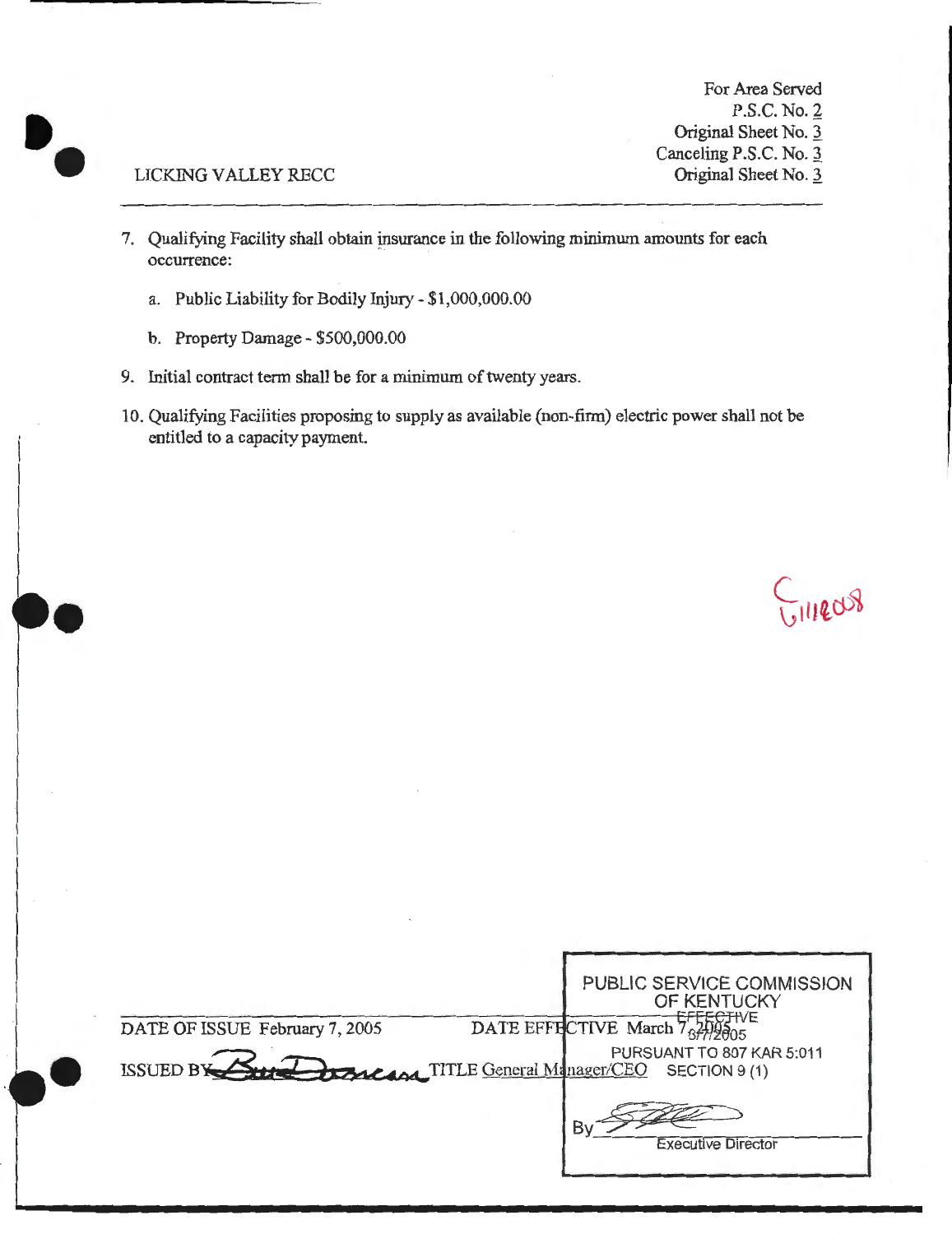LICKING VALLEY RECC

For Area Served
P.S.C. No. 2
Original Sheet No. 3
Canceling P.S.C. No. 3
Original Sheet No. 3

7. Qualifying Facility shall obtain insurance in the following minimum amounts for each occurrence:

   a. Public Liability for Bodily Injury - $1,000,000.00

   b. Property Damage - $500,000.00

9. Initial contract term shall be for a minimum of twenty years.

10. Qualifying Facilities proposing to supply as available (non-firm) electric power shall not be entitled to a capacity payment.

C
6/11/2008

DATE OF ISSUE February 7, 2005 DATE EFFECTIVE March 7, 2005

ISSUED BY Burl Duncan TITLE General Manager/CEO

PUBLIC SERVICE COMMISSION
OF KENTUCKY
EFFECTIVE
3/7/2005
PURSUANT TO 807 KAR 5:011
SECTION 9 (1)
By
Executive Director